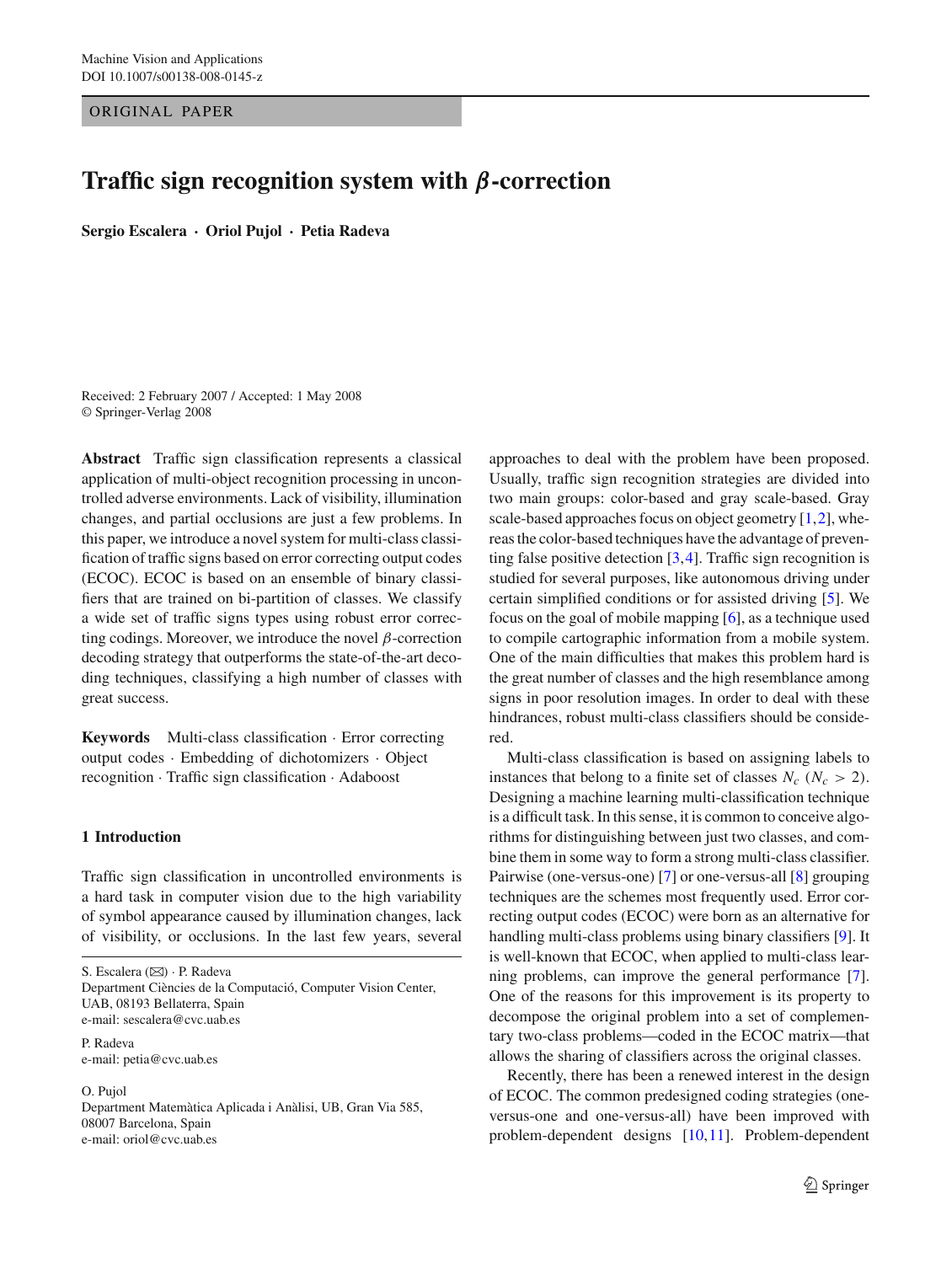ORIGINAL PAPER

# Traffic sign recognition system with $\beta$-correction

**Sergio Escalera · Oriol Pujol · Petia Radeva**

Received: 2 February 2007 / Accepted: 1 May 2008
© Springer-Verlag 2008

**Abstract** Traffic sign classification represents a classical application of multi-object recognition processing in uncontrolled adverse environments. Lack of visibility, illumination changes, and partial occlusions are just a few problems. In this paper, we introduce a novel system for multi-class classification of traffic signs based on error correcting output codes (ECOC). ECOC is based on an ensemble of binary classifiers that are trained on bi-partition of classes. We classify a wide set of traffic signs types using robust error correcting codings. Moreover, we introduce the novel $\beta$-correction decoding strategy that outperforms the state-of-the-art decoding techniques, classifying a high number of classes with great success.

**Keywords** Multi-class classification · Error correcting output codes · Embedding of dichotomizers · Object recognition · Traffic sign classification · Adaboost

S. Escalera (✉) · P. Radeva
Department Ciències de la Computació, Computer Vision Center, UAB, 08193 Bellaterra, Spain
e-mail: sescalera@cvc.uab.es

P. Radeva
e-mail: petia@cvc.uab.es

O. Pujol
Department Matemàtica Aplicada i Anàlisi, UB, Gran Via 585, 08007 Barcelona, Spain
e-mail: oriol@cvc.uab.es

## 1 Introduction

Traffic sign classification in uncontrolled environments is a hard task in computer vision due to the high variability of symbol appearance caused by illumination changes, lack of visibility, or occlusions. In the last few years, several approaches to deal with the problem have been proposed. Usually, traffic sign recognition strategies are divided into two main groups: color-based and gray scale-based. Gray scale-based approaches focus on object geometry [1,2], whereas the color-based techniques have the advantage of preventing false positive detection [3,4]. Traffic sign recognition is studied for several purposes, like autonomous driving under certain simplified conditions or for assisted driving [5]. We focus on the goal of mobile mapping [6], as a technique used to compile cartographic information from a mobile system. One of the main difficulties that makes this problem hard is the great number of classes and the high resemblance among signs in poor resolution images. In order to deal with these hindrances, robust multi-class classifiers should be considered.

Multi-class classification is based on assigning labels to instances that belong to a finite set of classes $N_c$ ($N_c > 2$). Designing a machine learning multi-classification technique is a difficult task. In this sense, it is common to conceive algorithms for distinguishing between just two classes, and combine them in some way to form a strong multi-class classifier. Pairwise (one-versus-one) [7] or one-versus-all [8] grouping techniques are the schemes most frequently used. Error correcting output codes (ECOC) were born as an alternative for handling multi-class problems using binary classifiers [9]. It is well-known that ECOC, when applied to multi-class learning problems, can improve the general performance [7]. One of the reasons for this improvement is its property to decompose the original problem into a set of complementary two-class problems—coded in the ECOC matrix—that allows the sharing of classifiers across the original classes.

Recently, there has been a renewed interest in the design of ECOC. The common predesigned coding strategies (one-versus-one and one-versus-all) have been improved with problem-dependent designs [10,11]. Problem-dependent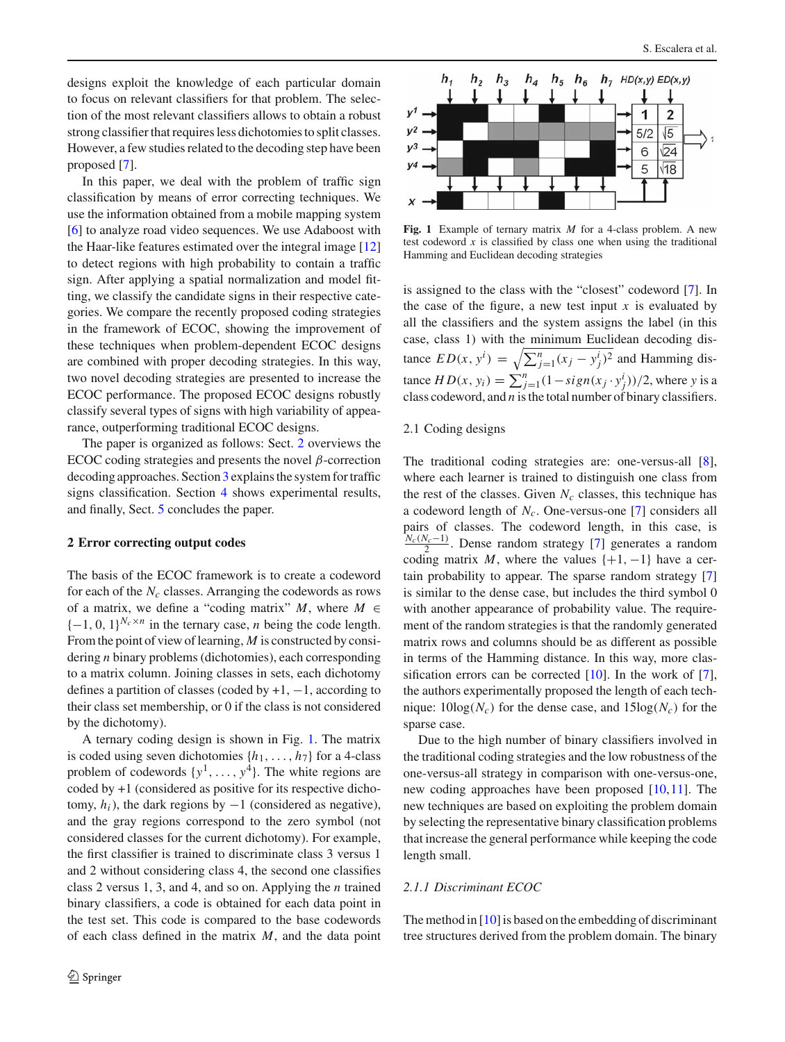designs exploit the knowledge of each particular domain to focus on relevant classifiers for that problem. The selection of the most relevant classifiers allows to obtain a robust strong classifier that requires less dichotomies to split classes. However, a few studies related to the decoding step have been proposed [7].

In this paper, we deal with the problem of traffic sign classification by means of error correcting techniques. We use the information obtained from a mobile mapping system [6] to analyze road video sequences. We use Adaboost with the Haar-like features estimated over the integral image [12] to detect regions with high probability to contain a traffic sign. After applying a spatial normalization and model fitting, we classify the candidate signs in their respective categories. We compare the recently proposed coding strategies in the framework of ECOC, showing the improvement of these techniques when problem-dependent ECOC designs are combined with proper decoding strategies. In this way, two novel decoding strategies are presented to increase the ECOC performance. The proposed ECOC designs robustly classify several types of signs with high variability of appearance, outperforming traditional ECOC designs.

The paper is organized as follows: Sect. 2 overviews the ECOC coding strategies and presents the novel $\beta$-correction decoding approaches. Section 3 explains the system for traffic signs classification. Section 4 shows experimental results, and finally, Sect. 5 concludes the paper.

## 2 Error correcting output codes

The basis of the ECOC framework is to create a codeword for each of the $N_c$ classes. Arranging the codewords as rows of a matrix, we define a "coding matrix" $M$, where $M \in \{-1, 0, 1\}^{N_c \times n}$ in the ternary case, $n$ being the code length. From the point of view of learning, $M$ is constructed by considering $n$ binary problems (dichotomies), each corresponding to a matrix column. Joining classes in sets, each dichotomy defines a partition of classes (coded by +1, −1, according to their class set membership, or 0 if the class is not considered by the dichotomy).

A ternary coding design is shown in Fig. 1. The matrix is coded using seven dichotomies $\{h_1, \ldots, h_7\}$ for a 4-class problem of codewords $\{y^1, \ldots, y^4\}$. The white regions are coded by +1 (considered as positive for its respective dichotomy, $h_i$), the dark regions by −1 (considered as negative), and the gray regions correspond to the zero symbol (not considered classes for the current dichotomy). For example, the first classifier is trained to discriminate class 3 versus 1 and 2 without considering class 4, the second one classifies class 2 versus 1, 3, and 4, and so on. Applying the $n$ trained binary classifiers, a code is obtained for each data point in the test set. This code is compared to the base codewords of each class defined in the matrix $M$, and the data point

**Fig. 1** Example of ternary matrix $M$ for a 4-class problem. A new test codeword $x$ is classified by class one when using the traditional Hamming and Euclidean decoding strategies

is assigned to the class with the "closest" codeword [7]. In the case of the figure, a new test input $x$ is evaluated by all the classifiers and the system assigns the label (in this case, class 1) with the minimum Euclidean decoding distance $ED(x, y^i) = \sqrt{\sum_{j=1}^{n}(x_j - y_j^i)^2}$ and Hamming distance $HD(x, y_i) = \sum_{j=1}^{n}(1 - sign(x_j \cdot y_j^i))/2$, where $y$ is a class codeword, and $n$ is the total number of binary classifiers.

### 2.1 Coding designs

The traditional coding strategies are: one-versus-all [8], where each learner is trained to distinguish one class from the rest of the classes. Given $N_c$ classes, this technique has a codeword length of $N_c$. One-versus-one [7] considers all pairs of classes. The codeword length, in this case, is $\frac{N_c(N_c-1)}{2}$. Dense random strategy [7] generates a random coding matrix $M$, where the values $\{+1, -1\}$ have a certain probability to appear. The sparse random strategy [7] is similar to the dense case, but includes the third symbol 0 with another appearance of probability value. The requirement of the random strategies is that the randomly generated matrix rows and columns should be as different as possible in terms of the Hamming distance. In this way, more classification errors can be corrected [10]. In the work of [7], the authors experimentally proposed the length of each technique: $10\log(N_c)$ for the dense case, and $15\log(N_c)$ for the sparse case.

Due to the high number of binary classifiers involved in the traditional coding strategies and the low robustness of the one-versus-all strategy in comparison with one-versus-one, new coding approaches have been proposed [10,11]. The new techniques are based on exploiting the problem domain by selecting the representative binary classification problems that increase the general performance while keeping the code length small.

#### 2.1.1 Discriminant ECOC

The method in [10] is based on the embedding of discriminant tree structures derived from the problem domain. The binary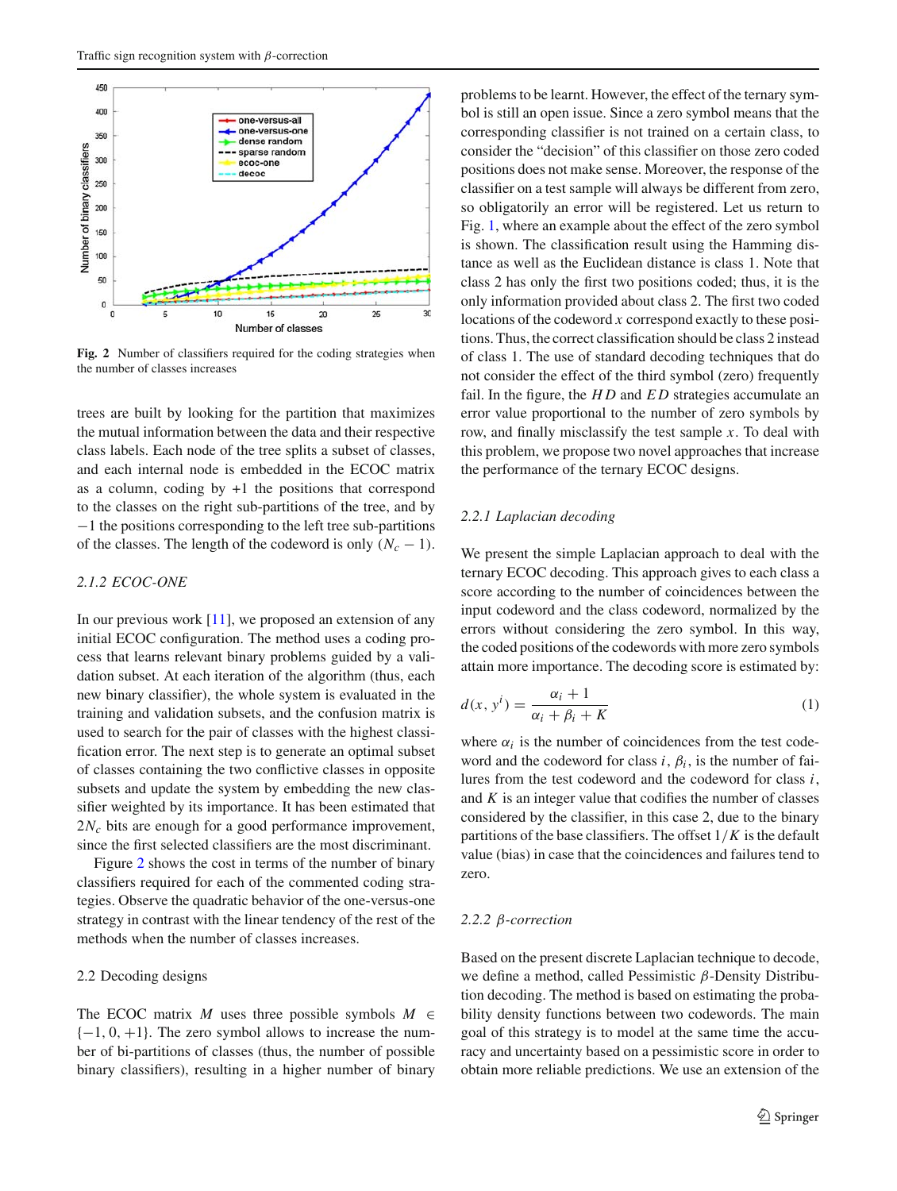**Fig. 2** Number of classifiers required for the coding strategies when the number of classes increases

trees are built by looking for the partition that maximizes the mutual information between the data and their respective class labels. Each node of the tree splits a subset of classes, and each internal node is embedded in the ECOC matrix as a column, coding by +1 the positions that correspond to the classes on the right sub-partitions of the tree, and by −1 the positions corresponding to the left tree sub-partitions of the classes. The length of the codeword is only $(N_c - 1)$.

### 2.1.2 ECOC-ONE

In our previous work [11], we proposed an extension of any initial ECOC configuration. The method uses a coding process that learns relevant binary problems guided by a validation subset. At each iteration of the algorithm (thus, each new binary classifier), the whole system is evaluated in the training and validation subsets, and the confusion matrix is used to search for the pair of classes with the highest classification error. The next step is to generate an optimal subset of classes containing the two conflictive classes in opposite subsets and update the system by embedding the new classifier weighted by its importance. It has been estimated that $2N_c$ bits are enough for a good performance improvement, since the first selected classifiers are the most discriminant.

Figure 2 shows the cost in terms of the number of binary classifiers required for each of the commented coding strategies. Observe the quadratic behavior of the one-versus-one strategy in contrast with the linear tendency of the rest of the methods when the number of classes increases.

## 2.2 Decoding designs

The ECOC matrix $M$ uses three possible symbols $M \in \{-1, 0, +1\}$. The zero symbol allows to increase the number of bi-partitions of classes (thus, the number of possible binary classifiers), resulting in a higher number of binary problems to be learnt. However, the effect of the ternary symbol is still an open issue. Since a zero symbol means that the corresponding classifier is not trained on a certain class, to consider the "decision" of this classifier on those zero coded positions does not make sense. Moreover, the response of the classifier on a test sample will always be different from zero, so obligatorily an error will be registered. Let us return to Fig. 1, where an example about the effect of the zero symbol is shown. The classification result using the Hamming distance as well as the Euclidean distance is class 1. Note that class 2 has only the first two positions coded; thus, it is the only information provided about class 2. The first two coded locations of the codeword $x$ correspond exactly to these positions. Thus, the correct classification should be class 2 instead of class 1. The use of standard decoding techniques that do not consider the effect of the third symbol (zero) frequently fail. In the figure, the $HD$ and $ED$ strategies accumulate an error value proportional to the number of zero symbols by row, and finally misclassify the test sample $x$. To deal with this problem, we propose two novel approaches that increase the performance of the ternary ECOC designs.

### 2.2.1 Laplacian decoding

We present the simple Laplacian approach to deal with the ternary ECOC decoding. This approach gives to each class a score according to the number of coincidences between the input codeword and the class codeword, normalized by the errors without considering the zero symbol. In this way, the coded positions of the codewords with more zero symbols attain more importance. The decoding score is estimated by:

$$d(x, y^i) = \frac{\alpha_i + 1}{\alpha_i + \beta_i + K} \tag{1}$$

where $\alpha_i$ is the number of coincidences from the test codeword and the codeword for class $i$, $\beta_i$, is the number of failures from the test codeword and the codeword for class $i$, and $K$ is an integer value that codifies the number of classes considered by the classifier, in this case 2, due to the binary partitions of the base classifiers. The offset $1/K$ is the default value (bias) in case that the coincidences and failures tend to zero.

### 2.2.2 $\beta$-correction

Based on the present discrete Laplacian technique to decode, we define a method, called Pessimistic $\beta$-Density Distribution decoding. The method is based on estimating the probability density functions between two codewords. The main goal of this strategy is to model at the same time the accuracy and uncertainty based on a pessimistic score in order to obtain more reliable predictions. We use an extension of the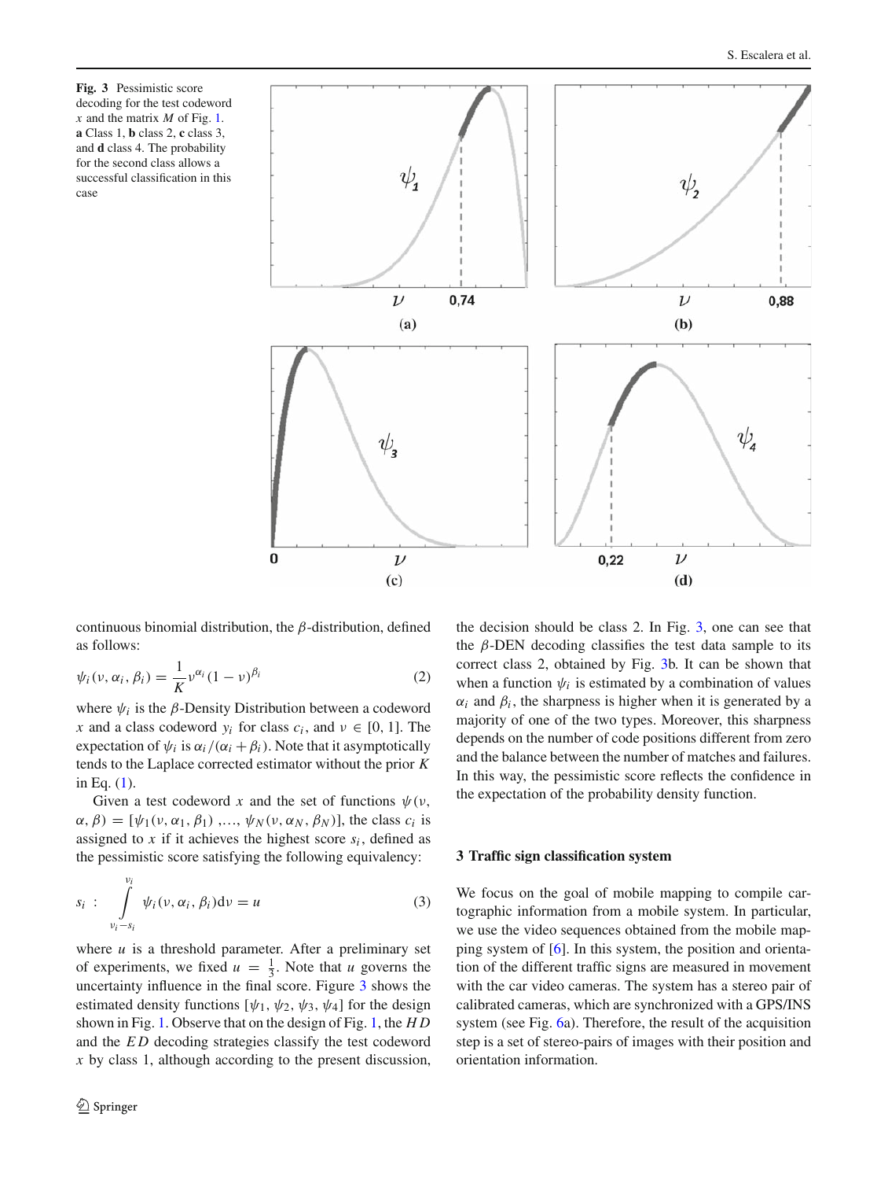**Fig. 3** Pessimistic score decoding for the test codeword $x$ and the matrix $M$ of Fig. 1. **a** Class 1, **b** class 2, **c** class 3, and **d** class 4. The probability for the second class allows a successful classification in this case

continuous binomial distribution, the $\beta$-distribution, defined as follows:

$$\psi_i(\nu, \alpha_i, \beta_i) = \frac{1}{K}\nu^{\alpha_i}(1-\nu)^{\beta_i} \tag{2}$$

where $\psi_i$ is the $\beta$-Density Distribution between a codeword $x$ and a class codeword $y_i$ for class $c_i$, and $\nu \in [0, 1]$. The expectation of $\psi_i$ is $\alpha_i/(\alpha_i + \beta_i)$. Note that it asymptotically tends to the Laplace corrected estimator without the prior $K$ in Eq. (1).

Given a test codeword $x$ and the set of functions $\psi(\nu, \alpha, \beta) = [\psi_1(\nu, \alpha_1, \beta_1), \ldots, \psi_N(\nu, \alpha_N, \beta_N)]$, the class $c_i$ is assigned to $x$ if it achieves the highest score $s_i$, defined as the pessimistic score satisfying the following equivalency:

$$s_i \; : \; \int_{\nu_i - s_i}^{\nu_i} \psi_i(\nu, \alpha_i, \beta_i)\mathrm{d}\nu = u \tag{3}$$

where $u$ is a threshold parameter. After a preliminary set of experiments, we fixed $u = \frac{1}{3}$. Note that $u$ governs the uncertainty influence in the final score. Figure 3 shows the estimated density functions $[\psi_1, \psi_2, \psi_3, \psi_4]$ for the design shown in Fig. 1. Observe that on the design of Fig. 1, the $HD$ and the $ED$ decoding strategies classify the test codeword $x$ by class 1, although according to the present discussion, the decision should be class 2. In Fig. 3, one can see that the $\beta$-DEN decoding classifies the test data sample to its correct class 2, obtained by Fig. 3b. It can be shown that when a function $\psi_i$ is estimated by a combination of values $\alpha_i$ and $\beta_i$, the sharpness is higher when it is generated by a majority of one of the two types. Moreover, this sharpness depends on the number of code positions different from zero and the balance between the number of matches and failures. In this way, the pessimistic score reflects the confidence in the expectation of the probability density function.

## 3 Traffic sign classification system

We focus on the goal of mobile mapping to compile cartographic information from a mobile system. In particular, we use the video sequences obtained from the mobile mapping system of [6]. In this system, the position and orientation of the different traffic signs are measured in movement with the car video cameras. The system has a stereo pair of calibrated cameras, which are synchronized with a GPS/INS system (see Fig. 6a). Therefore, the result of the acquisition step is a set of stereo-pairs of images with their position and orientation information.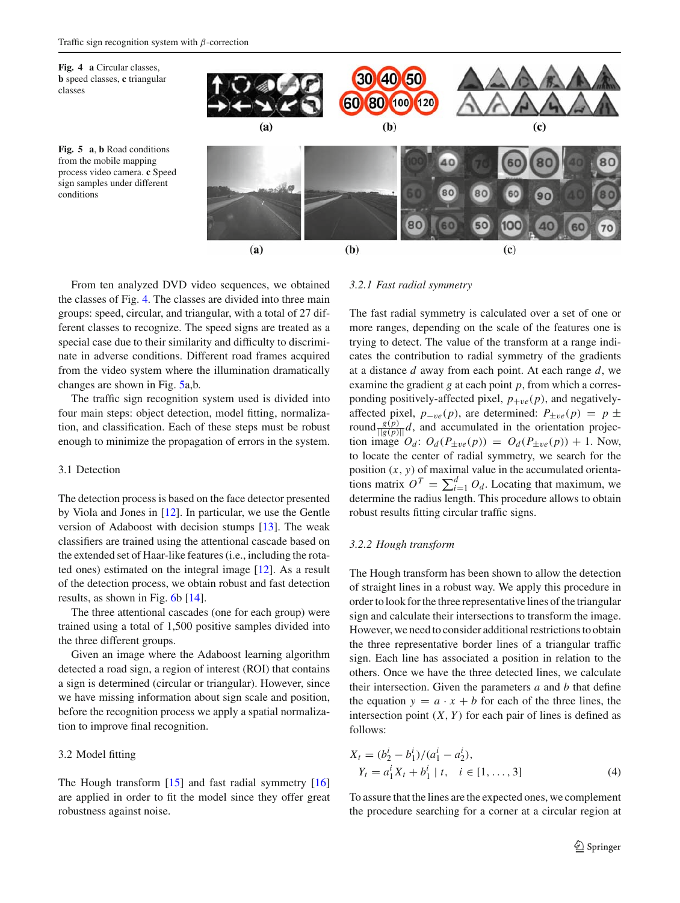**Fig. 4** **a** Circular classes, **b** speed classes, **c** triangular classes

**Fig. 5** **a**, **b** Road conditions from the mobile mapping process video camera. **c** Speed sign samples under different conditions

From ten analyzed DVD video sequences, we obtained the classes of Fig. 4. The classes are divided into three main groups: speed, circular, and triangular, with a total of 27 different classes to recognize. The speed signs are treated as a special case due to their similarity and difficulty to discriminate in adverse conditions. Different road frames acquired from the video system where the illumination dramatically changes are shown in Fig. 5a,b.

The traffic sign recognition system used is divided into four main steps: object detection, model fitting, normalization, and classification. Each of these steps must be robust enough to minimize the propagation of errors in the system.

### 3.1 Detection

The detection process is based on the face detector presented by Viola and Jones in [12]. In particular, we use the Gentle version of Adaboost with decision stumps [13]. The weak classifiers are trained using the attentional cascade based on the extended set of Haar-like features (i.e., including the rotated ones) estimated on the integral image [12]. As a result of the detection process, we obtain robust and fast detection results, as shown in Fig. 6b [14].

The three attentional cascades (one for each group) were trained using a total of 1,500 positive samples divided into the three different groups.

Given an image where the Adaboost learning algorithm detected a road sign, a region of interest (ROI) that contains a sign is determined (circular or triangular). However, since we have missing information about sign scale and position, before the recognition process we apply a spatial normalization to improve final recognition.

### 3.2 Model fitting

The Hough transform [15] and fast radial symmetry [16] are applied in order to fit the model since they offer great robustness against noise.

#### 3.2.1 Fast radial symmetry

The fast radial symmetry is calculated over a set of one or more ranges, depending on the scale of the features one is trying to detect. The value of the transform at a range indicates the contribution to radial symmetry of the gradients at a distance $d$ away from each point. At each range $d$, we examine the gradient $g$ at each point $p$, from which a corresponding positively-affected pixel, $p_{+ve}(p)$, and negatively-affected pixel, $p_{-ve}(p)$, are determined: $P_{\pm ve}(p) = p \pm \text{round}\frac{g(p)}{||g(p)||}d$, and accumulated in the orientation projection image $O_d$: $O_d(P_{\pm ve}(p)) = O_d(P_{\pm ve}(p)) + 1$. Now, to locate the center of radial symmetry, we search for the position $(x, y)$ of maximal value in the accumulated orientations matrix $O^T = \sum_{i=1}^{d} O_d$. Locating that maximum, we determine the radius length. This procedure allows to obtain robust results fitting circular traffic signs.

#### 3.2.2 Hough transform

The Hough transform has been shown to allow the detection of straight lines in a robust way. We apply this procedure in order to look for the three representative lines of the triangular sign and calculate their intersections to transform the image. However, we need to consider additional restrictions to obtain the three representative border lines of a triangular traffic sign. Each line has associated a position in relation to the others. Once we have the three detected lines, we calculate their intersection. Given the parameters $a$ and $b$ that define the equation $y = a \cdot x + b$ for each of the three lines, the intersection point $(X, Y)$ for each pair of lines is defined as follows:

$$X_t = (b_2^i - b_1^i)/(a_1^i - a_2^i),$$
$$Y_t = a_1^i X_t + b_1^i \mid t, \quad i \in [1, \ldots, 3] \tag{4}$$

To assure that the lines are the expected ones, we complement the procedure searching for a corner at a circular region at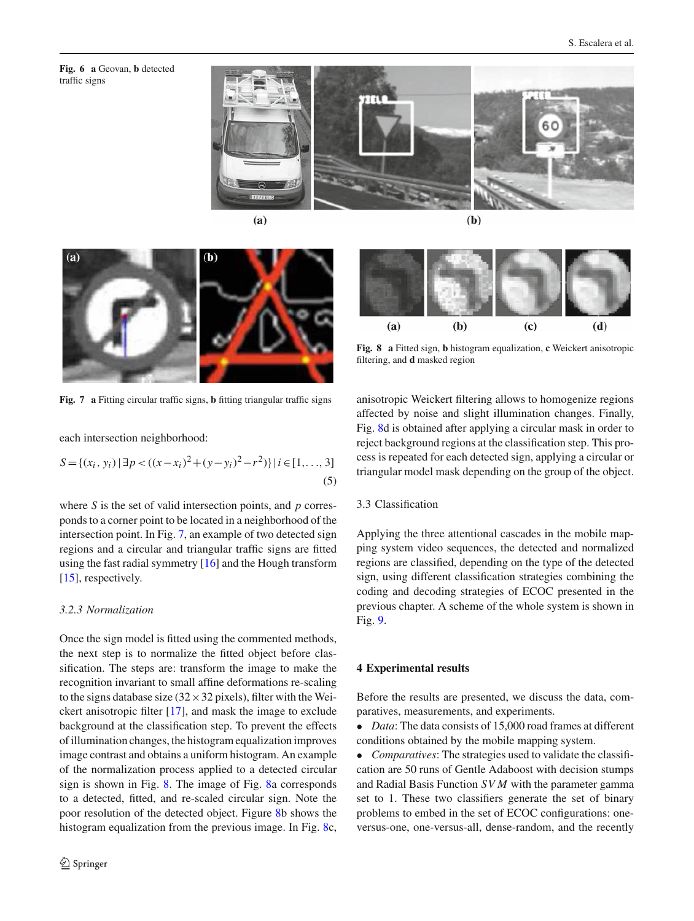Fig. 6 **a** Geovan, **b** detected traffic signs

Fig. 7 **a** Fitting circular traffic signs, **b** fitting triangular traffic signs

Fig. 8 **a** Fitted sign, **b** histogram equalization, **c** Weickert anisotropic filtering, and **d** masked region

each intersection neighborhood:

$$S = \{(x_i, y_i) \mid \exists p < ((x - x_i)^2 + (y - y_i)^2 - r^2)\} \mid i \in [1, \ldots, 3] \quad (5)$$

where $S$ is the set of valid intersection points, and $p$ corresponds to a corner point to be located in a neighborhood of the intersection point. In Fig. 7, an example of two detected sign regions and a circular and triangular traffic signs are fitted using the fast radial symmetry [16] and the Hough transform [15], respectively.

#### *3.2.3 Normalization*

Once the sign model is fitted using the commented methods, the next step is to normalize the fitted object before classification. The steps are: transform the image to make the recognition invariant to small affine deformations re-scaling to the signs database size ($32 \times 32$ pixels), filter with the Weickert anisotropic filter [17], and mask the image to exclude background at the classification step. To prevent the effects of illumination changes, the histogram equalization improves image contrast and obtains a uniform histogram. An example of the normalization process applied to a detected circular sign is shown in Fig. 8. The image of Fig. 8a corresponds to a detected, fitted, and re-scaled circular sign. Note the poor resolution of the detected object. Figure 8b shows the histogram equalization from the previous image. In Fig. 8c, anisotropic Weickert filtering allows to homogenize regions affected by noise and slight illumination changes. Finally, Fig. 8d is obtained after applying a circular mask in order to reject background regions at the classification step. This process is repeated for each detected sign, applying a circular or triangular model mask depending on the group of the object.

### 3.3 Classification

Applying the three attentional cascades in the mobile mapping system video sequences, the detected and normalized regions are classified, depending on the type of the detected sign, using different classification strategies combining the coding and decoding strategies of ECOC presented in the previous chapter. A scheme of the whole system is shown in Fig. 9.

## 4 Experimental results

Before the results are presented, we discuss the data, comparatives, measurements, and experiments.

- *Data*: The data consists of 15,000 road frames at different conditions obtained by the mobile mapping system.
- *Comparatives*: The strategies used to validate the classification are 50 runs of Gentle Adaboost with decision stumps and Radial Basis Function $SVM$ with the parameter gamma set to 1. These two classifiers generate the set of binary problems to embed in the set of ECOC configurations: one-versus-one, one-versus-all, dense-random, and the recently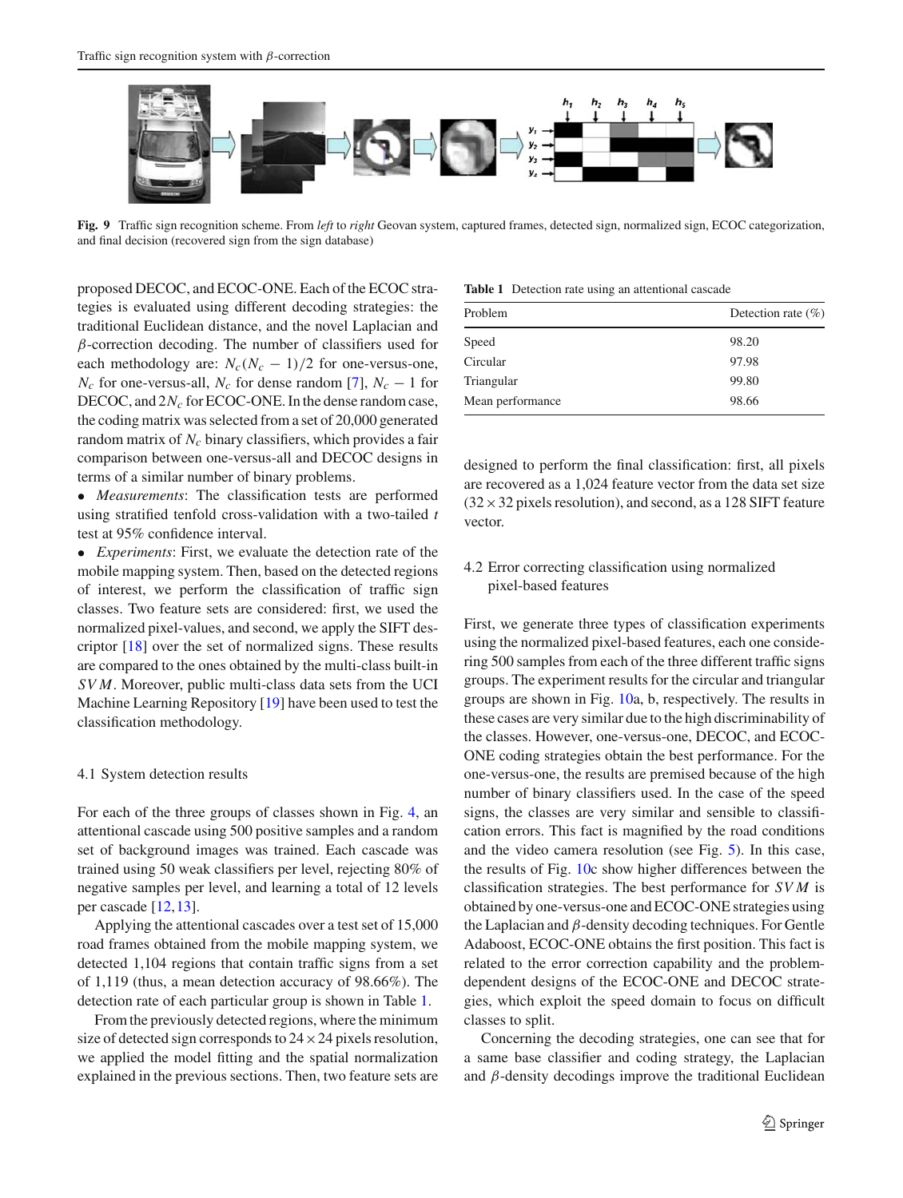Fig. 9 Traffic sign recognition scheme. From *left* to *right* Geovan system, captured frames, detected sign, normalized sign, ECOC categorization, and final decision (recovered sign from the sign database)

proposed DECOC, and ECOC-ONE. Each of the ECOC strategies is evaluated using different decoding strategies: the traditional Euclidean distance, and the novel Laplacian and $\beta$-correction decoding. The number of classifiers used for each methodology are: $N_c(N_c - 1)/2$ for one-versus-one, $N_c$ for one-versus-all, $N_c$ for dense random [7], $N_c - 1$ for DECOC, and $2N_c$ for ECOC-ONE. In the dense random case, the coding matrix was selected from a set of 20,000 generated random matrix of $N_c$ binary classifiers, which provides a fair comparison between one-versus-all and DECOC designs in terms of a similar number of binary problems.

- *Measurements*: The classification tests are performed using stratified tenfold cross-validation with a two-tailed $t$ test at 95% confidence interval.
- *Experiments*: First, we evaluate the detection rate of the mobile mapping system. Then, based on the detected regions of interest, we perform the classification of traffic sign classes. Two feature sets are considered: first, we used the normalized pixel-values, and second, we apply the SIFT descriptor [18] over the set of normalized signs. These results are compared to the ones obtained by the multi-class built-in $SVM$. Moreover, public multi-class data sets from the UCI Machine Learning Repository [19] have been used to test the classification methodology.

### 4.1 System detection results

For each of the three groups of classes shown in Fig. 4, an attentional cascade using 500 positive samples and a random set of background images was trained. Each cascade was trained using 50 weak classifiers per level, rejecting 80% of negative samples per level, and learning a total of 12 levels per cascade [12,13].

Applying the attentional cascades over a test set of 15,000 road frames obtained from the mobile mapping system, we detected 1,104 regions that contain traffic signs from a set of 1,119 (thus, a mean detection accuracy of 98.66%). The detection rate of each particular group is shown in Table 1.

From the previously detected regions, where the minimum size of detected sign corresponds to $24 \times 24$ pixels resolution, we applied the model fitting and the spatial normalization explained in the previous sections. Then, two feature sets are designed to perform the final classification: first, all pixels are recovered as a 1,024 feature vector from the data set size ($32 \times 32$ pixels resolution), and second, as a 128 SIFT feature vector.

**Table 1** Detection rate using an attentional cascade

| Problem | Detection rate (%) |
|---|---|
| Speed | 98.20 |
| Circular | 97.98 |
| Triangular | 99.80 |
| Mean performance | 98.66 |

### 4.2 Error correcting classification using normalized pixel-based features

First, we generate three types of classification experiments using the normalized pixel-based features, each one considering 500 samples from each of the three different traffic signs groups. The experiment results for the circular and triangular groups are shown in Fig. 10a, b, respectively. The results in these cases are very similar due to the high discriminability of the classes. However, one-versus-one, DECOC, and ECOC-ONE coding strategies obtain the best performance. For the one-versus-one, the results are premised because of the high number of binary classifiers used. In the case of the speed signs, the classes are very similar and sensible to classification errors. This fact is magnified by the road conditions and the video camera resolution (see Fig. 5). In this case, the results of Fig. 10c show higher differences between the classification strategies. The best performance for $SVM$ is obtained by one-versus-one and ECOC-ONE strategies using the Laplacian and $\beta$-density decoding techniques. For Gentle Adaboost, ECOC-ONE obtains the first position. This fact is related to the error correction capability and the problem-dependent designs of the ECOC-ONE and DECOC strategies, which exploit the speed domain to focus on difficult classes to split.

Concerning the decoding strategies, one can see that for a same base classifier and coding strategy, the Laplacian and $\beta$-density decodings improve the traditional Euclidean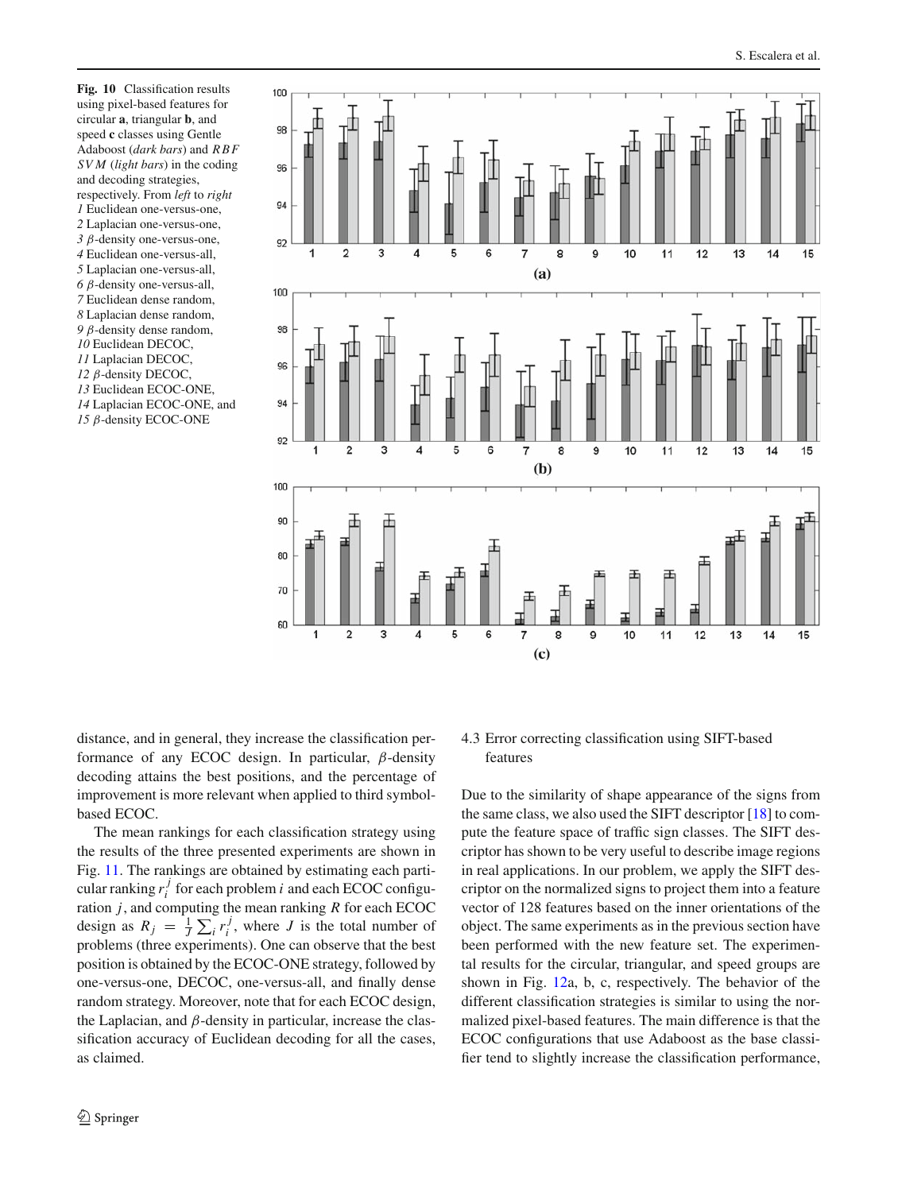**Fig. 10** Classification results using pixel-based features for circular **a**, triangular **b**, and speed **c** classes using Gentle Adaboost (*dark bars*) and *RBF SVM* (*light bars*) in the coding and decoding strategies, respectively. From *left* to *right* *1* Euclidean one-versus-one, *2* Laplacian one-versus-one, *3* $\beta$-density one-versus-one, *4* Euclidean one-versus-all, *5* Laplacian one-versus-all, *6* $\beta$-density one-versus-all, *7* Euclidean dense random, *8* Laplacian dense random, *9* $\beta$-density dense random, *10* Euclidean DECOC, *11* Laplacian DECOC, *12* $\beta$-density DECOC, *13* Euclidean ECOC-ONE, *14* Laplacian ECOC-ONE, and *15* $\beta$-density ECOC-ONE

distance, and in general, they increase the classification performance of any ECOC design. In particular, $\beta$-density decoding attains the best positions, and the percentage of improvement is more relevant when applied to third symbol-based ECOC.

The mean rankings for each classification strategy using the results of the three presented experiments are shown in Fig. 11. The rankings are obtained by estimating each particular ranking $r_i^j$ for each problem $i$ and each ECOC configuration $j$, and computing the mean ranking $R$ for each ECOC design as $R_j = \frac{1}{J}\sum_i r_i^j$, where $J$ is the total number of problems (three experiments). One can observe that the best position is obtained by the ECOC-ONE strategy, followed by one-versus-one, DECOC, one-versus-all, and finally dense random strategy. Moreover, note that for each ECOC design, the Laplacian, and $\beta$-density in particular, increase the classification accuracy of Euclidean decoding for all the cases, as claimed.

### 4.3 Error correcting classification using SIFT-based features

Due to the similarity of shape appearance of the signs from the same class, we also used the SIFT descriptor [18] to compute the feature space of traffic sign classes. The SIFT descriptor has shown to be very useful to describe image regions in real applications. In our problem, we apply the SIFT descriptor on the normalized signs to project them into a feature vector of 128 features based on the inner orientations of the object. The same experiments as in the previous section have been performed with the new feature set. The experimental results for the circular, triangular, and speed groups are shown in Fig. 12a, b, c, respectively. The behavior of the different classification strategies is similar to using the normalized pixel-based features. The main difference is that the ECOC configurations that use Adaboost as the base classifier tend to slightly increase the classification performance,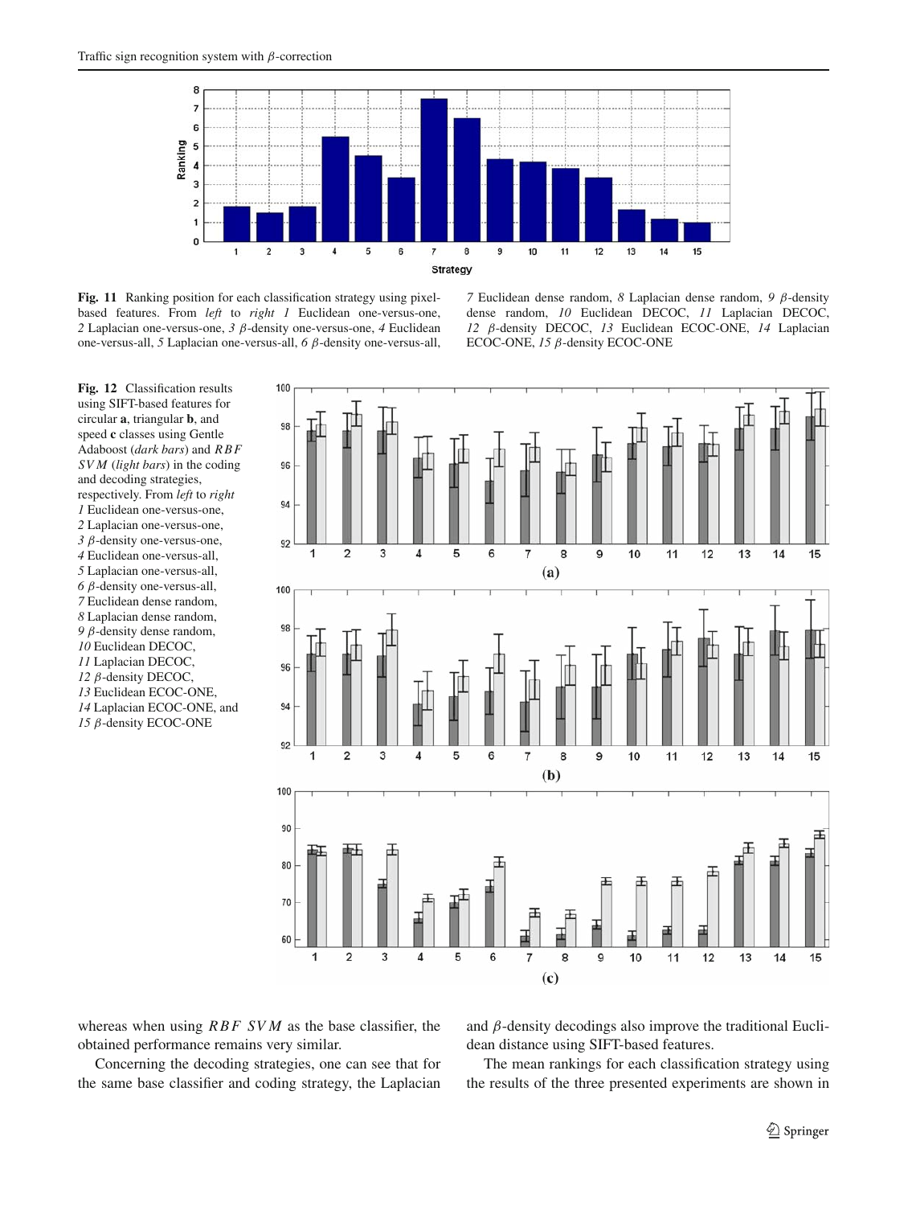**Fig. 11** Ranking position for each classification strategy using pixel-based features. From *left* to *right* *1* Euclidean one-versus-one, *2* Laplacian one-versus-one, *3* $\beta$-density one-versus-one, *4* Euclidean one-versus-all, *5* Laplacian one-versus-all, *6* $\beta$-density one-versus-all, *7* Euclidean dense random, *8* Laplacian dense random, *9* $\beta$-density dense random, *10* Euclidean DECOC, *11* Laplacian DECOC, *12* $\beta$-density DECOC, *13* Euclidean ECOC-ONE, *14* Laplacian ECOC-ONE, *15* $\beta$-density ECOC-ONE

**Fig. 12** Classification results using SIFT-based features for circular **a**, triangular **b**, and speed **c** classes using Gentle Adaboost (*dark bars*) and *RBF SVM* (*light bars*) in the coding and decoding strategies, respectively. From *left* to *right* *1* Euclidean one-versus-one, *2* Laplacian one-versus-one, *3* $\beta$-density one-versus-one, *4* Euclidean one-versus-all, *5* Laplacian one-versus-all, *6* $\beta$-density one-versus-all, *7* Euclidean dense random, *8* Laplacian dense random, *9* $\beta$-density dense random, *10* Euclidean DECOC, *11* Laplacian DECOC, *12* $\beta$-density DECOC, *13* Euclidean ECOC-ONE, *14* Laplacian ECOC-ONE, and *15* $\beta$-density ECOC-ONE

whereas when using *RBF SVM* as the base classifier, the obtained performance remains very similar.

Concerning the decoding strategies, one can see that for the same base classifier and coding strategy, the Laplacian and $\beta$-density decodings also improve the traditional Euclidean distance using SIFT-based features.

The mean rankings for each classification strategy using the results of the three presented experiments are shown in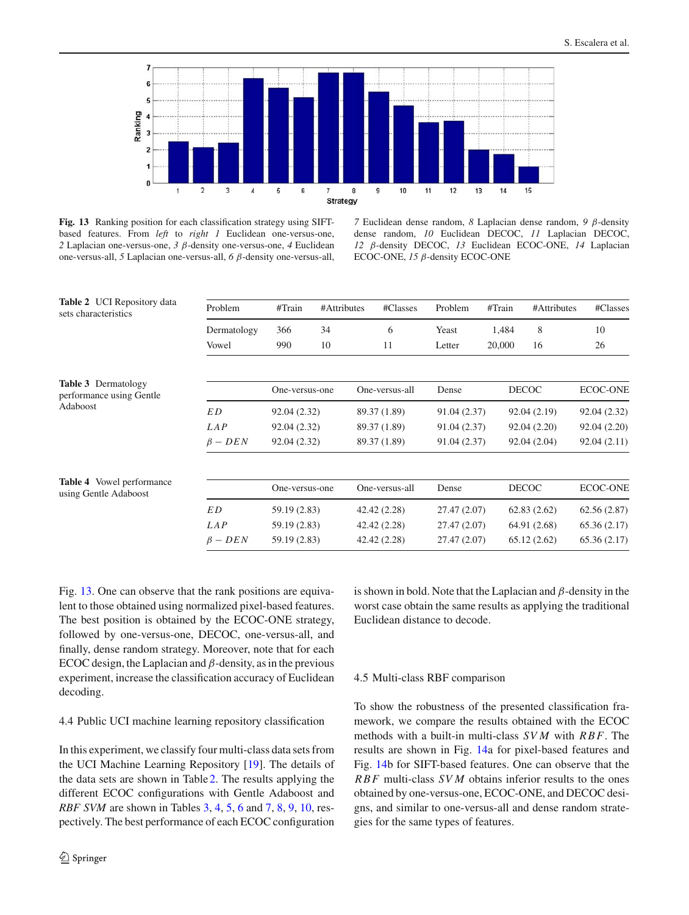**Fig. 13** Ranking position for each classification strategy using SIFT-based features. From *left* to *right* *1* Euclidean one-versus-one, *2* Laplacian one-versus-one, *3* $\beta$-density one-versus-one, *4* Euclidean one-versus-all, *5* Laplacian one-versus-all, *6* $\beta$-density one-versus-all, *7* Euclidean dense random, *8* Laplacian dense random, *9* $\beta$-density dense random, *10* Euclidean DECOC, *11* Laplacian DECOC, *12* $\beta$-density DECOC, *13* Euclidean ECOC-ONE, *14* Laplacian ECOC-ONE, *15* $\beta$-density ECOC-ONE

**Table 2** UCI Repository data sets characteristics

| Problem | #Train | #Attributes | #Classes | Problem | #Train | #Attributes | #Classes |
|---|---|---|---|---|---|---|---|
| Dermatology | 366 | 34 | 6 | Yeast | 1,484 | 8 | 10 |
| Vowel | 990 | 10 | 11 | Letter | 20,000 | 16 | 26 |

**Table 3** Dermatology performance using Gentle Adaboost

| | One-versus-one | One-versus-all | Dense | DECOC | ECOC-ONE |
|---|---|---|---|---|---|
| $ED$ | 92.04 (2.32) | 89.37 (1.89) | 91.04 (2.37) | 92.04 (2.19) | 92.04 (2.32) |
| $LAP$ | 92.04 (2.32) | 89.37 (1.89) | 91.04 (2.37) | 92.04 (2.20) | 92.04 (2.20) |
| $\beta - DEN$ | 92.04 (2.32) | 89.37 (1.89) | 91.04 (2.37) | 92.04 (2.04) | 92.04 (2.11) |

**Table 4** Vowel performance using Gentle Adaboost

| | One-versus-one | One-versus-all | Dense | DECOC | ECOC-ONE |
|---|---|---|---|---|---|
| $ED$ | 59.19 (2.83) | 42.42 (2.28) | 27.47 (2.07) | 62.83 (2.62) | 62.56 (2.87) |
| $LAP$ | 59.19 (2.83) | 42.42 (2.28) | 27.47 (2.07) | 64.91 (2.68) | 65.36 (2.17) |
| $\beta - DEN$ | 59.19 (2.83) | 42.42 (2.28) | 27.47 (2.07) | 65.12 (2.62) | 65.36 (2.17) |

Fig. 13. One can observe that the rank positions are equivalent to those obtained using normalized pixel-based features. The best position is obtained by the ECOC-ONE strategy, followed by one-versus-one, DECOC, one-versus-all, and finally, dense random strategy. Moreover, note that for each ECOC design, the Laplacian and $\beta$-density, as in the previous experiment, increase the classification accuracy of Euclidean decoding.

### 4.4 Public UCI machine learning repository classification

In this experiment, we classify four multi-class data sets from the UCI Machine Learning Repository [19]. The details of the data sets are shown in Table 2. The results applying the different ECOC configurations with Gentle Adaboost and *RBF SVM* are shown in Tables 3, 4, 5, 6 and 7, 8, 9, 10, respectively. The best performance of each ECOC configuration is shown in bold. Note that the Laplacian and $\beta$-density in the worst case obtain the same results as applying the traditional Euclidean distance to decode.

### 4.5 Multi-class RBF comparison

To show the robustness of the presented classification framework, we compare the results obtained with the ECOC methods with a built-in multi-class $SVM$ with $RBF$. The results are shown in Fig. 14a for pixel-based features and Fig. 14b for SIFT-based features. One can observe that the $RBF$ multi-class $SVM$ obtains inferior results to the ones obtained by one-versus-one, ECOC-ONE, and DECOC designs, and similar to one-versus-all and dense random strategies for the same types of features.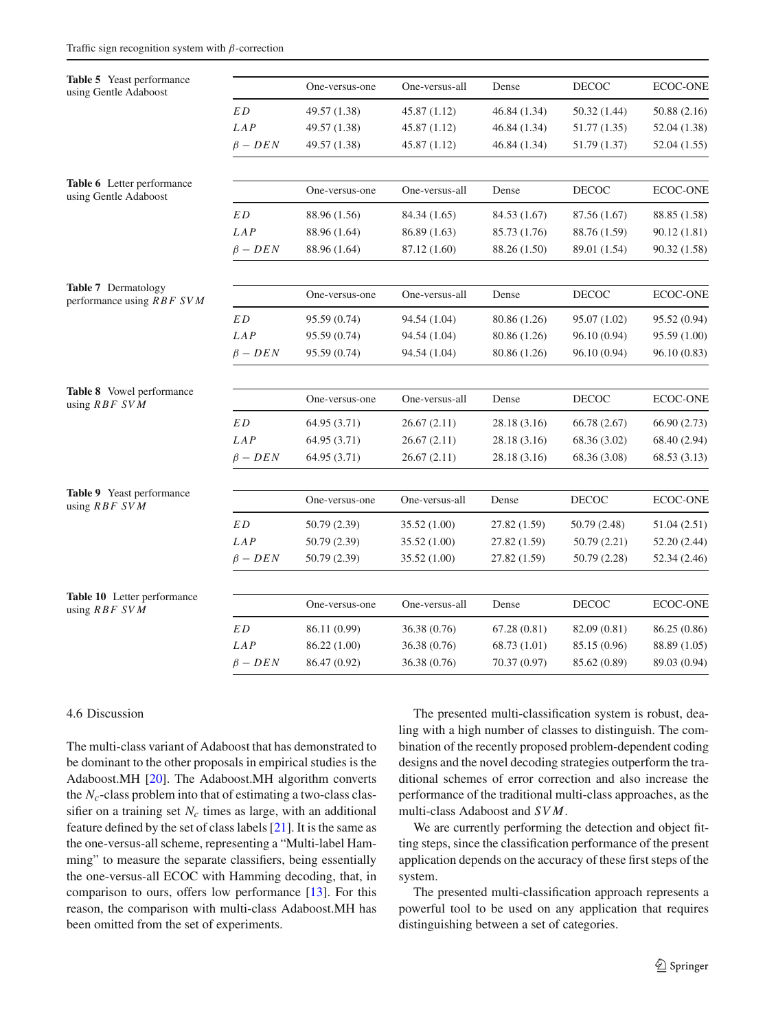**Table 5** Yeast performance using Gentle Adaboost

| | One-versus-one | One-versus-all | Dense | DECOC | ECOC-ONE |
|---|---|---|---|---|---|
| $ED$ | 49.57 (1.38) | 45.87 (1.12) | 46.84 (1.34) | 50.32 (1.44) | 50.88 (2.16) |
| $LAP$ | 49.57 (1.38) | 45.87 (1.12) | 46.84 (1.34) | 51.77 (1.35) | 52.04 (1.38) |
| $\beta - DEN$ | 49.57 (1.38) | 45.87 (1.12) | 46.84 (1.34) | 51.79 (1.37) | 52.04 (1.55) |

**Table 6** Letter performance using Gentle Adaboost

| | One-versus-one | One-versus-all | Dense | DECOC | ECOC-ONE |
|---|---|---|---|---|---|
| $ED$ | 88.96 (1.56) | 84.34 (1.65) | 84.53 (1.67) | 87.56 (1.67) | 88.85 (1.58) |
| $LAP$ | 88.96 (1.64) | 86.89 (1.63) | 85.73 (1.76) | 88.76 (1.59) | 90.12 (1.81) |
| $\beta - DEN$ | 88.96 (1.64) | 87.12 (1.60) | 88.26 (1.50) | 89.01 (1.54) | 90.32 (1.58) |

**Table 7** Dermatology performance using $RBF\ SVM$

| | One-versus-one | One-versus-all | Dense | DECOC | ECOC-ONE |
|---|---|---|---|---|---|
| $ED$ | 95.59 (0.74) | 94.54 (1.04) | 80.86 (1.26) | 95.07 (1.02) | 95.52 (0.94) |
| $LAP$ | 95.59 (0.74) | 94.54 (1.04) | 80.86 (1.26) | 96.10 (0.94) | 95.59 (1.00) |
| $\beta - DEN$ | 95.59 (0.74) | 94.54 (1.04) | 80.86 (1.26) | 96.10 (0.94) | 96.10 (0.83) |

**Table 8** Vowel performance using $RBF\ SVM$

| | One-versus-one | One-versus-all | Dense | DECOC | ECOC-ONE |
|---|---|---|---|---|---|
| $ED$ | 64.95 (3.71) | 26.67 (2.11) | 28.18 (3.16) | 66.78 (2.67) | 66.90 (2.73) |
| $LAP$ | 64.95 (3.71) | 26.67 (2.11) | 28.18 (3.16) | 68.36 (3.02) | 68.40 (2.94) |
| $\beta - DEN$ | 64.95 (3.71) | 26.67 (2.11) | 28.18 (3.16) | 68.36 (3.08) | 68.53 (3.13) |

**Table 9** Yeast performance using $RBF\ SVM$

| | One-versus-one | One-versus-all | Dense | DECOC | ECOC-ONE |
|---|---|---|---|---|---|
| $ED$ | 50.79 (2.39) | 35.52 (1.00) | 27.82 (1.59) | 50.79 (2.48) | 51.04 (2.51) |
| $LAP$ | 50.79 (2.39) | 35.52 (1.00) | 27.82 (1.59) | 50.79 (2.21) | 52.20 (2.44) |
| $\beta - DEN$ | 50.79 (2.39) | 35.52 (1.00) | 27.82 (1.59) | 50.79 (2.28) | 52.34 (2.46) |

**Table 10** Letter performance using $RBF\ SVM$

| | One-versus-one | One-versus-all | Dense | DECOC | ECOC-ONE |
|---|---|---|---|---|---|
| $ED$ | 86.11 (0.99) | 36.38 (0.76) | 67.28 (0.81) | 82.09 (0.81) | 86.25 (0.86) |
| $LAP$ | 86.22 (1.00) | 36.38 (0.76) | 68.73 (1.01) | 85.15 (0.96) | 88.89 (1.05) |
| $\beta - DEN$ | 86.47 (0.92) | 36.38 (0.76) | 70.37 (0.97) | 85.62 (0.89) | 89.03 (0.94) |

### 4.6 Discussion

The multi-class variant of Adaboost that has demonstrated to be dominant to the other proposals in empirical studies is the Adaboost.MH [20]. The Adaboost.MH algorithm converts the $N_c$-class problem into that of estimating a two-class classifier on a training set $N_c$ times as large, with an additional feature defined by the set of class labels [21]. It is the same as the one-versus-all scheme, representing a "Multi-label Hamming" to measure the separate classifiers, being essentially the one-versus-all ECOC with Hamming decoding, that, in comparison to ours, offers low performance [13]. For this reason, the comparison with multi-class Adaboost.MH has been omitted from the set of experiments.

The presented multi-classification system is robust, dealing with a high number of classes to distinguish. The combination of the recently proposed problem-dependent coding designs and the novel decoding strategies outperform the traditional schemes of error correction and also increase the performance of the traditional multi-class approaches, as the multi-class Adaboost and $SVM$.

We are currently performing the detection and object fitting steps, since the classification performance of the present application depends on the accuracy of these first steps of the system.

The presented multi-classification approach represents a powerful tool to be used on any application that requires distinguishing between a set of categories.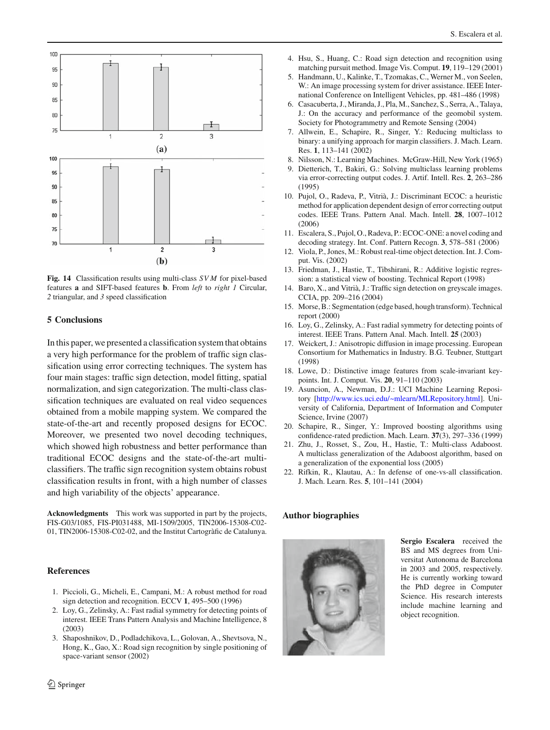Fig. 14 Classification results using multi-class *SVM* for pixel-based features **a** and SIFT-based features **b**. From *left* to *right 1* Circular, *2* triangular, and *3* speed classification

## 5 Conclusions

In this paper, we presented a classification system that obtains a very high performance for the problem of traffic sign classification using error correcting techniques. The system has four main stages: traffic sign detection, model fitting, spatial normalization, and sign categorization. The multi-class classification techniques are evaluated on real video sequences obtained from a mobile mapping system. We compared the state-of-the-art and recently proposed designs for ECOC. Moreover, we presented two novel decoding techniques, which showed high robustness and better performance than traditional ECOC designs and the state-of-the-art multi-classifiers. The traffic sign recognition system obtains robust classification results in front, with a high number of classes and high variability of the objects' appearance.

**Acknowledgments** This work was supported in part by the projects, FIS-G03/1085, FIS-PI031488, MI-1509/2005, TIN2006-15308-C02-01, TIN2006-15308-C02-02, and the Institut Cartogràfic de Catalunya.

## References

1. Piccioli, G., Micheli, E., Campani, M.: A robust method for road sign detection and recognition. ECCV **1**, 495–500 (1996)
2. Loy, G., Zelinsky, A.: Fast radial symmetry for detecting points of interest. IEEE Trans Pattern Analysis and Machine Intelligence, 8 (2003)
3. Shaposhnikov, D., Podladchikova, L., Golovan, A., Shevtsova, N., Hong, K., Gao, X.: Road sign recognition by single positioning of space-variant sensor (2002)
4. Hsu, S., Huang, C.: Road sign detection and recognition using matching pursuit method. Image Vis. Comput. **19**, 119–129 (2001)
5. Handmann, U., Kalinke, T., Tzomakas, C., Werner M., von Seelen, W.: An image processing system for driver assistance. IEEE International Conference on Intelligent Vehicles, pp. 481–486 (1998)
6. Casacuberta, J., Miranda, J., Pla, M., Sanchez, S., Serra, A., Talaya, J.: On the accuracy and performance of the geomobil system. Society for Photogrammetry and Remote Sensing (2004)
7. Allwein, E., Schapire, R., Singer, Y.: Reducing multiclass to binary: a unifying approach for margin classifiers. J. Mach. Learn. Res. **1**, 113–141 (2002)
8. Nilsson, N.: Learning Machines. McGraw-Hill, New York (1965)
9. Dietterich, T., Bakiri, G.: Solving multiclass learning problems via error-correcting output codes. J. Artif. Intell. Res. **2**, 263–286 (1995)
10. Pujol, O., Radeva, P., Vitrià, J.: Discriminant ECOC: a heuristic method for application dependent design of error correcting output codes. IEEE Trans. Pattern Anal. Mach. Intell. **28**, 1007–1012 (2006)
11. Escalera, S., Pujol, O., Radeva, P.: ECOC-ONE: a novel coding and decoding strategy. Int. Conf. Pattern Recogn. **3**, 578–581 (2006)
12. Viola, P., Jones, M.: Robust real-time object detection. Int. J. Comput. Vis. (2002)
13. Friedman, J., Hastie, T., Tibshirani, R.: Additive logistic regression: a statistical view of boosting. Technical Report (1998)
14. Baro, X., and Vitrià, J.: Traffic sign detection on greyscale images. CCIA, pp. 209–216 (2004)
15. Morse, B.: Segmentation (edge based, hough transform). Technical report (2000)
16. Loy, G., Zelinsky, A.: Fast radial symmetry for detecting points of interest. IEEE Trans. Pattern Anal. Mach. Intell. **25** (2003)
17. Weickert, J.: Anisotropic diffusion in image processing. European Consortium for Mathematics in Industry. B.G. Teubner, Stuttgart (1998)
18. Lowe, D.: Distinctive image features from scale-invariant keypoints. Int. J. Comput. Vis. **20**, 91–110 (2003)
19. Asuncion, A., Newman, D.J.: UCI Machine Learning Repository [http://www.ics.uci.edu/~mlearn/MLRepository.html]. University of California, Department of Information and Computer Science, Irvine (2007)
20. Schapire, R., Singer, Y.: Improved boosting algorithms using confidence-rated prediction. Mach. Learn. **37**(3), 297–336 (1999)
21. Zhu, J., Rosset, S., Zou, H., Hastie, T.: Multi-class Adaboost. A multiclass generalization of the Adaboost algorithm, based on a generalization of the exponential loss (2005)
22. Rifkin, R., Klautau, A.: In defense of one-vs-all classification. J. Mach. Learn. Res. **5**, 101–141 (2004)

## Author biographies

**Sergio Escalera** received the BS and MS degrees from Universitat Autonoma de Barcelona in 2003 and 2005, respectively. He is currently working toward the PhD degree in Computer Science. His research interests include machine learning and object recognition.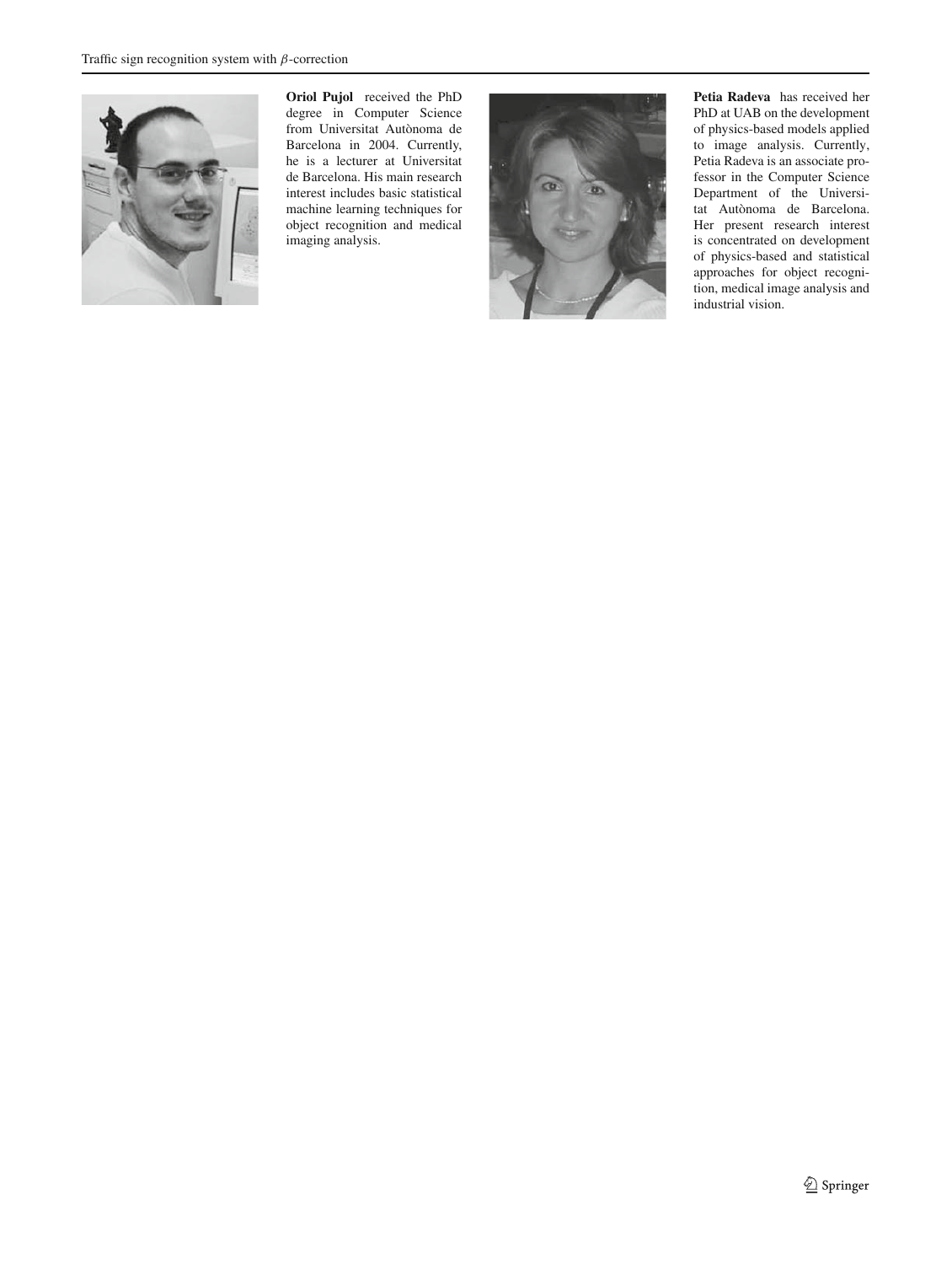**Oriol Pujol** received the PhD degree in Computer Science from Universitat Autònoma de Barcelona in 2004. Currently, he is a lecturer at Universitat de Barcelona. His main research interest includes basic statistical machine learning techniques for object recognition and medical imaging analysis.

**Petia Radeva** has received her PhD at UAB on the development of physics-based models applied to image analysis. Currently, Petia Radeva is an associate professor in the Computer Science Department of the Universitat Autònoma de Barcelona. Her present research interest is concentrated on development of physics-based and statistical approaches for object recognition, medical image analysis and industrial vision.